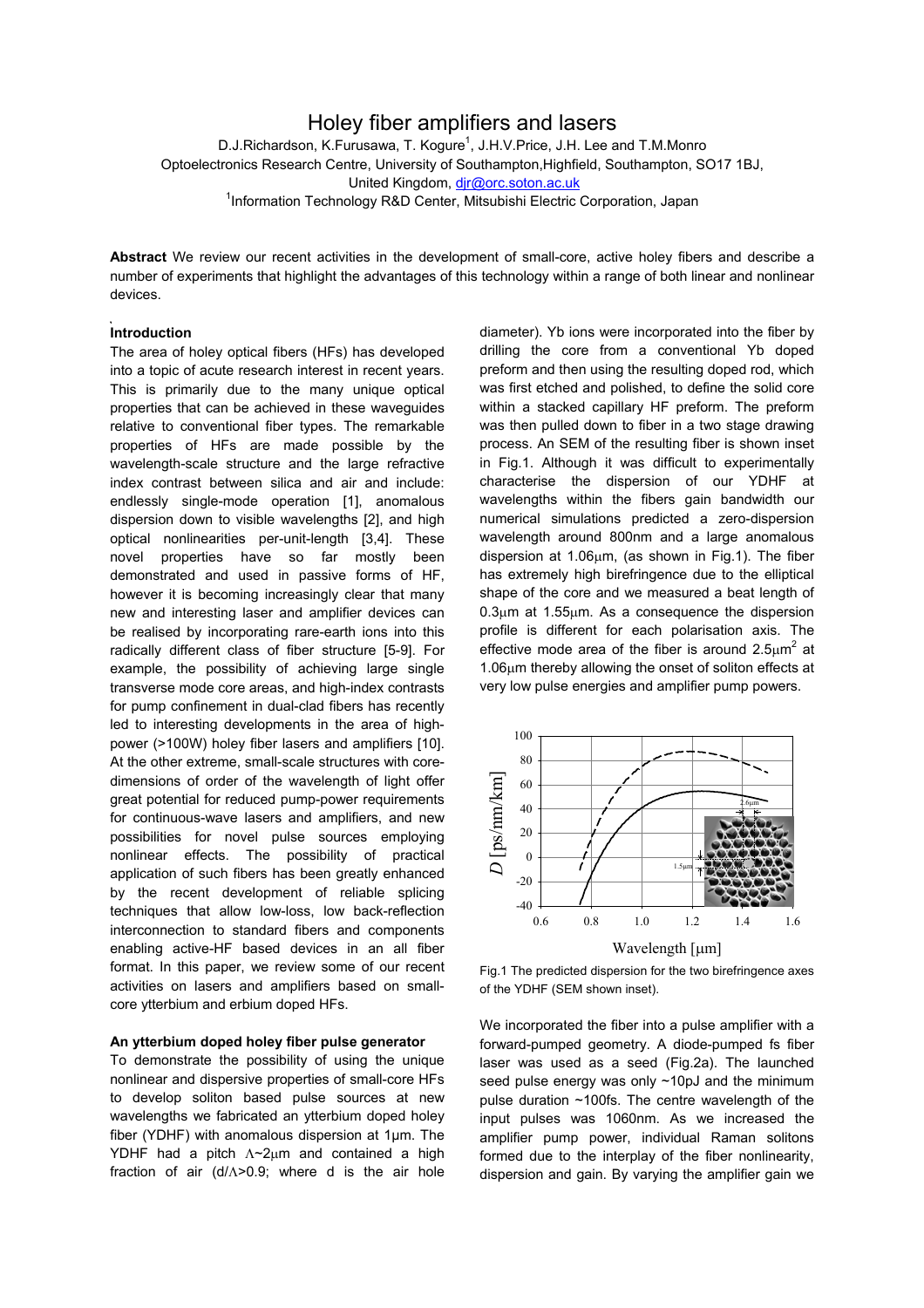# Holey fiber amplifiers and lasers

D.J.Richardson, K.Furusawa, T. Kogure[1], J.H.V.Price, J.H. Lee and T.M.Monro
Optoelectronics Research Centre, University of Southampton,Highfield, Southampton, SO17 1BJ, United Kingdom, djr@orc.soton.ac.uk
[1]Information Technology R&D Center, Mitsubishi Electric Corporation, Japan

**Abstract** We review our recent activities in the development of small-core, active holey fibers and describe a number of experiments that highlight the advantages of this technology within a range of both linear and nonlinear devices.

## Introduction

The area of holey optical fibers (HFs) has developed into a topic of acute research interest in recent years. This is primarily due to the many unique optical properties that can be achieved in these waveguides relative to conventional fiber types. The remarkable properties of HFs are made possible by the wavelength-scale structure and the large refractive index contrast between silica and air and include: endlessly single-mode operation [1], anomalous dispersion down to visible wavelengths [2], and high optical nonlinearities per-unit-length [3,4]. These novel properties have so far mostly been demonstrated and used in passive forms of HF, however it is becoming increasingly clear that many new and interesting laser and amplifier devices can be realised by incorporating rare-earth ions into this radically different class of fiber structure [5-9]. For example, the possibility of achieving large single transverse mode core areas, and high-index contrasts for pump confinement in dual-clad fibers has recently led to interesting developments in the area of high-power (>100W) holey fiber lasers and amplifiers [10]. At the other extreme, small-scale structures with core-dimensions of order of the wavelength of light offer great potential for reduced pump-power requirements for continuous-wave lasers and amplifiers, and new possibilities for novel pulse sources employing nonlinear effects. The possibility of practical application of such fibers has been greatly enhanced by the recent development of reliable splicing techniques that allow low-loss, low back-reflection interconnection to standard fibers and components enabling active-HF based devices in an all fiber format. In this paper, we review some of our recent activities on lasers and amplifiers based on small-core ytterbium and erbium doped HFs.

### An ytterbium doped holey fiber pulse generator

To demonstrate the possibility of using the unique nonlinear and dispersive properties of small-core HFs to develop soliton based pulse sources at new wavelengths we fabricated an ytterbium doped holey fiber (YDHF) with anomalous dispersion at 1μm. The YDHF had a pitch $\Lambda$~2μm and contained a high fraction of air ($d/\Lambda$>0.9; where d is the air hole diameter). Yb ions were incorporated into the fiber by drilling the core from a conventional Yb doped preform and then using the resulting doped rod, which was first etched and polished, to define the solid core within a stacked capillary HF preform. The preform was then pulled down to fiber in a two stage drawing process. An SEM of the resulting fiber is shown inset in Fig.1. Although it was difficult to experimentally characterise the dispersion of our YDHF at wavelengths within the fibers gain bandwidth our numerical simulations predicted a zero-dispersion wavelength around 800nm and a large anomalous dispersion at 1.06μm, (as shown in Fig.1). The fiber has extremely high birefringence due to the elliptical shape of the core and we measured a beat length of 0.3μm at 1.55μm. As a consequence the dispersion profile is different for each polarisation axis. The effective mode area of the fiber is around 2.5μm$^2$ at 1.06μm thereby allowing the onset of soliton effects at very low pulse energies and amplifier pump powers.

Fig.1 The predicted dispersion for the two birefringence axes of the YDHF (SEM shown inset).

We incorporated the fiber into a pulse amplifier with a forward-pumped geometry. A diode-pumped fs fiber laser was used as a seed (Fig.2a). The launched seed pulse energy was only ~10pJ and the minimum pulse duration ~100fs. The centre wavelength of the input pulses was 1060nm. As we increased the amplifier pump power, individual Raman solitons formed due to the interplay of the fiber nonlinearity, dispersion and gain. By varying the amplifier gain we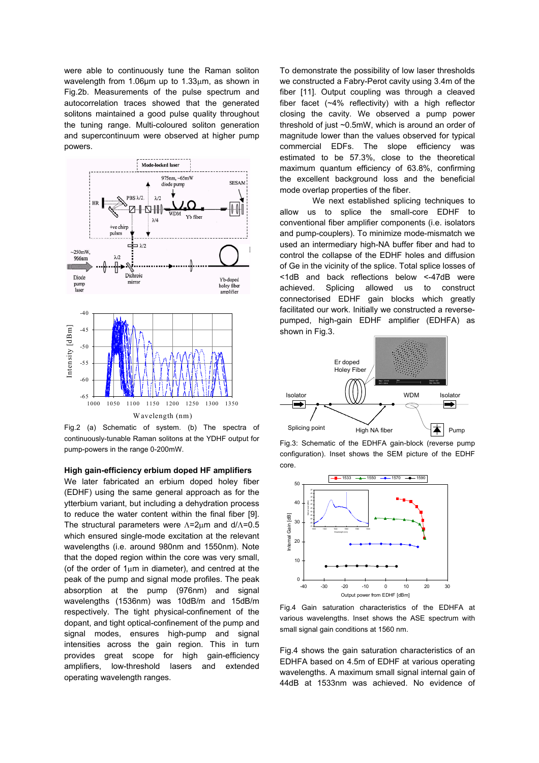were able to continuously tune the Raman soliton wavelength from 1.06µm up to 1.33µm, as shown in Fig.2b. Measurements of the pulse spectrum and autocorrelation traces showed that the generated solitons maintained a good pulse quality throughout the tuning range. Multi-coloured soliton generation and supercontinuum were observed at higher pump powers.

Fig.2 (a) Schematic of system. (b) The spectra of continuously-tunable Raman solitons at the YDHF output for pump-powers in the range 0-200mW.

## High gain-efficiency erbium doped HF amplifiers

We later fabricated an erbium doped holey fiber (EDHF) using the same general approach as for the ytterbium variant, but including a dehydration process to reduce the water content within the final fiber [9]. The structural parameters were $\Lambda$=2µm and d/$\Lambda$=0.5 which ensured single-mode excitation at the relevant wavelengths (i.e. around 980nm and 1550nm). Note that the doped region within the core was very small, (of the order of 1µm in diameter), and centred at the peak of the pump and signal mode profiles. The peak absorption at the pump (976nm) and signal wavelengths (1536nm) was 10dB/m and 15dB/m respectively. The tight physical-confinement of the dopant, and tight optical-confinement of the pump and signal modes, ensures high-pump and signal intensities across the gain region. This in turn provides great scope for high gain-efficiency amplifiers, low-threshold lasers and extended operating wavelength ranges.

To demonstrate the possibility of low laser thresholds we constructed a Fabry-Perot cavity using 3.4m of the fiber [11]. Output coupling was through a cleaved fiber facet (~4% reflectivity) with a high reflector closing the cavity. We observed a pump power threshold of just ~0.5mW, which is around an order of magnitude lower than the values observed for typical commercial EDFs. The slope efficiency was estimated to be 57.3%, close to the theoretical maximum quantum efficiency of 63.8%, confirming the excellent background loss and the beneficial mode overlap properties of the fiber.

We next established splicing techniques to allow us to splice the small-core EDHF to conventional fiber amplifier components (i.e. isolators and pump-couplers). To minimize mode-mismatch we used an intermediary high-NA buffer fiber and had to control the collapse of the EDHF holes and diffusion of Ge in the vicinity of the splice. Total splice losses of <1dB and back reflections below <-47dB were achieved. Splicing allowed us to construct connectorised EDHF gain blocks which greatly facilitated our work. Initially we constructed a reverse-pumped, high-gain EDHF amplifier (EDHFA) as shown in Fig.3.

Fig.3: Schematic of the EDHFA gain-block (reverse pump configuration). Inset shows the SEM picture of the EDHF core.

Fig.4 Gain saturation characteristics of the EDHFA at various wavelengths. Inset shows the ASE spectrum with small signal gain conditions at 1560 nm.

Fig.4 shows the gain saturation characteristics of an EDHFA based on 4.5m of EDHF at various operating wavelengths. A maximum small signal internal gain of 44dB at 1533nm was achieved. No evidence of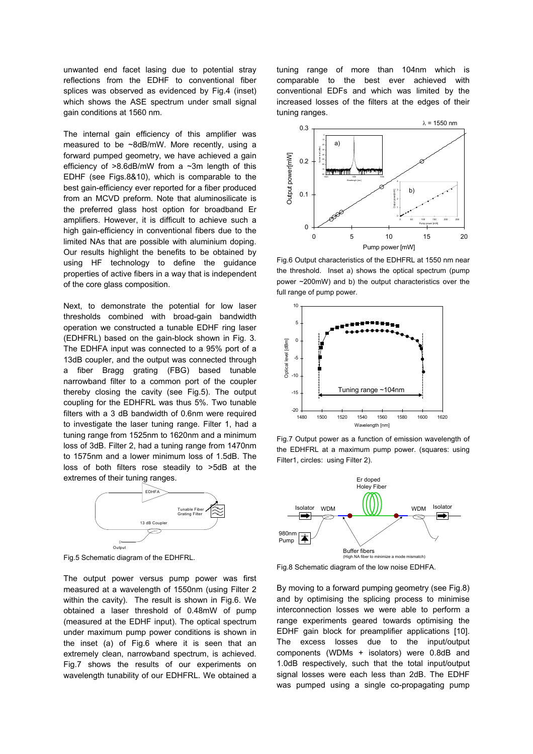unwanted end facet lasing due to potential stray reflections from the EDHF to conventional fiber splices was observed as evidenced by Fig.4 (inset) which shows the ASE spectrum under small signal gain conditions at 1560 nm.

The internal gain efficiency of this amplifier was measured to be ~8dB/mW. More recently, using a forward pumped geometry, we have achieved a gain efficiency of >8.6dB/mW from a ~3m length of this EDHF (see Figs.8&10), which is comparable to the best gain-efficiency ever reported for a fiber produced from an MCVD preform. Note that aluminosilicate is the preferred glass host option for broadband Er amplifiers. However, it is difficult to achieve such a high gain-efficiency in conventional fibers due to the limited NAs that are possible with aluminium doping. Our results highlight the benefits to be obtained by using HF technology to define the guidance properties of active fibers in a way that is independent of the core glass composition.

Next, to demonstrate the potential for low laser thresholds combined with broad-gain bandwidth operation we constructed a tunable EDHF ring laser (EDHFRL) based on the gain-block shown in Fig. 3. The EDHFA input was connected to a 95% port of a 13dB coupler, and the output was connected through a fiber Bragg grating (FBG) based tunable narrowband filter to a common port of the coupler thereby closing the cavity (see Fig.5). The output coupling for the EDHFRL was thus 5%. Two tunable filters with a 3 dB bandwidth of 0.6nm were required to investigate the laser tuning range. Filter 1, had a tuning range from 1525nm to 1620nm and a minimum loss of 3dB. Filter 2, had a tuning range from 1470nm to 1575nm and a lower minimum loss of 1.5dB. The loss of both filters rose steadily to >5dB at the extremes of their tuning ranges.

Fig.5 Schematic diagram of the EDHFRL.

The output power versus pump power was first measured at a wavelength of 1550nm (using Filter 2 within the cavity). The result is shown in Fig.6. We obtained a laser threshold of 0.48mW of pump (measured at the EDHF input). The optical spectrum under maximum pump power conditions is shown in the inset (a) of Fig.6 where it is seen that an extremely clean, narrowband spectrum, is achieved. Fig.7 shows the results of our experiments on wavelength tunability of our EDHFRL. We obtained a tuning range of more than 104nm which is comparable to the best ever achieved with conventional EDFs and which was limited by the increased losses of the filters at the edges of their tuning ranges.

Fig.6 Output characteristics of the EDHFRL at 1550 nm near the threshold. Inset a) shows the optical spectrum (pump power ~200mW) and b) the output characteristics over the full range of pump power.

Fig.7 Output power as a function of emission wavelength of the EDHFRL at a maximum pump power. (squares: using Filter1, circles: using Filter 2).

Fig.8 Schematic diagram of the low noise EDHFA.

By moving to a forward pumping geometry (see Fig.8) and by optimising the splicing process to minimise interconnection losses we were able to perform a range experiments geared towards optimising the EDHF gain block for preamplifier applications [10]. The excess losses due to the input/output components (WDMs + isolators) were 0.8dB and 1.0dB respectively, such that the total input/output signal losses were each less than 2dB. The EDHF was pumped using a single co-propagating pump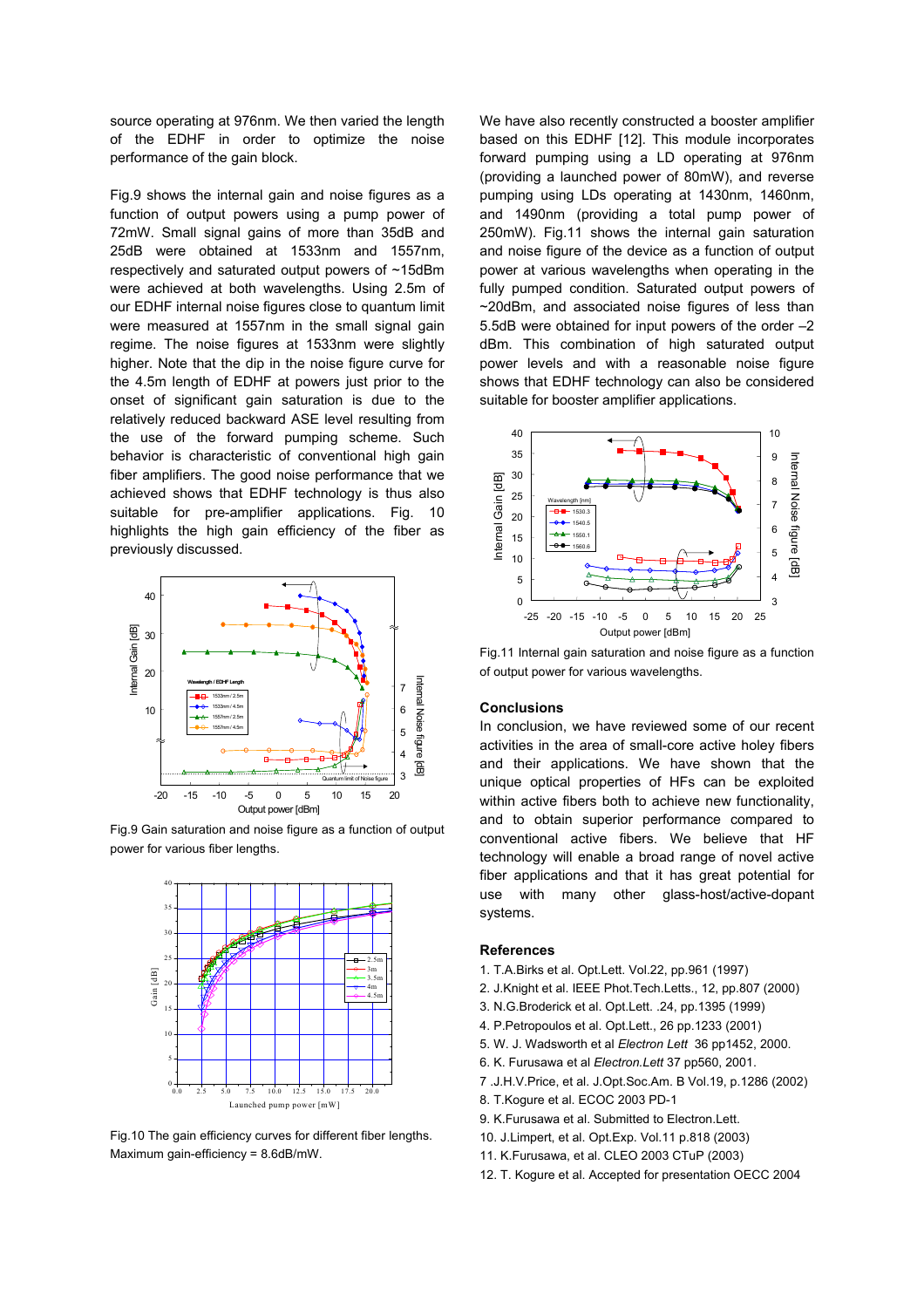source operating at 976nm. We then varied the length of the EDHF in order to optimize the noise performance of the gain block.

Fig.9 shows the internal gain and noise figures as a function of output powers using a pump power of 72mW. Small signal gains of more than 35dB and 25dB were obtained at 1533nm and 1557nm, respectively and saturated output powers of ~15dBm were achieved at both wavelengths. Using 2.5m of our EDHF internal noise figures close to quantum limit were measured at 1557nm in the small signal gain regime. The noise figures at 1533nm were slightly higher. Note that the dip in the noise figure curve for the 4.5m length of EDHF at powers just prior to the onset of significant gain saturation is due to the relatively reduced backward ASE level resulting from the use of the forward pumping scheme. Such behavior is characteristic of conventional high gain fiber amplifiers. The good noise performance that we achieved shows that EDHF technology is thus also suitable for pre-amplifier applications. Fig. 10 highlights the high gain efficiency of the fiber as previously discussed.

Internal Gain [dB]
Internal Noise figure [dB]
Output power [dBm]
Wavelength / EDHF Length
1533nm / 2.5m
1533nm / 4.5m
1557nm / 2.5m
1557nm / 4.5m
Quantum limit of Noise figure

Fig.9 Gain saturation and noise figure as a function of output power for various fiber lengths.

Gain [dB]
Launched pump power [mW]
2.5m
3m
3.5m
4m
4.5m

Fig.10 The gain efficiency curves for different fiber lengths. Maximum gain-efficiency = 8.6dB/mW.

We have also recently constructed a booster amplifier based on this EDHF [12]. This module incorporates forward pumping using a LD operating at 976nm (providing a launched power of 80mW), and reverse pumping using LDs operating at 1430nm, 1460nm, and 1490nm (providing a total pump power of 250mW). Fig.11 shows the internal gain saturation and noise figure of the device as a function of output power at various wavelengths when operating in the fully pumped condition. Saturated output powers of ~20dBm, and associated noise figures of less than 5.5dB were obtained for input powers of the order –2 dBm. This combination of high saturated output power levels and with a reasonable noise figure shows that EDHF technology can also be considered suitable for booster amplifier applications.

Internal Gain [dB]
Internal Noise figure [dB]
Output power [dBm]
Wavelength [nm]
1530.3
1540.5
1550.1
1560.6

Fig.11 Internal gain saturation and noise figure as a function of output power for various wavelengths.

## Conclusions

In conclusion, we have reviewed some of our recent activities in the area of small-core active holey fibers and their applications. We have shown that the unique optical properties of HFs can be exploited within active fibers both to achieve new functionality, and to obtain superior performance compared to conventional active fibers. We believe that HF technology will enable a broad range of novel active fiber applications and that it has great potential for use with many other glass-host/active-dopant systems.

## References

1. T.A.Birks et al. Opt.Lett. Vol.22, pp.961 (1997)
2. J.Knight et al. IEEE Phot.Tech.Letts., 12, pp.807 (2000)
3. N.G.Broderick et al. Opt.Lett. .24, pp.1395 (1999)
4. P.Petropoulos et al. Opt.Lett., 26 pp.1233 (2001)
5. W. J. Wadsworth et al *Electron Lett* 36 pp1452, 2000.
6. K. Furusawa et al *Electron.Lett* 37 pp560, 2001.
7 .J.H.V.Price, et al. J.Opt.Soc.Am. B Vol.19, p.1286 (2002)
8. T.Kogure et al. ECOC 2003 PD-1
9. K.Furusawa et al. Submitted to Electron.Lett.
10. J.Limpert, et al. Opt.Exp. Vol.11 p.818 (2003)
11. K.Furusawa, et al. CLEO 2003 CTuP (2003)
12. T. Kogure et al. Accepted for presentation OECC 2004